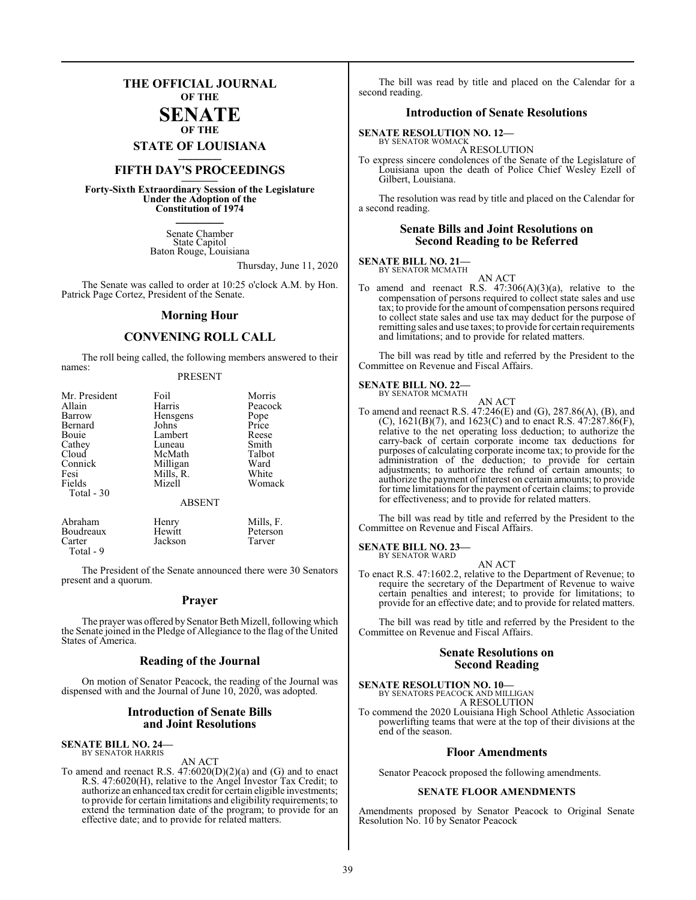# THE OFFICIAL JOURNAL OF THE SENATE OF THE STATE OF LOUISIANA

## FIFTH DAY'S PROCEEDINGS

**Forty-Sixth Extraordinary Session of the Legislature Under the Adoption of the Constitution of 1974**

Senate Chamber
State Capitol
Baton Rouge, Louisiana

Thursday, June 11, 2020

The Senate was called to order at 10:25 o'clock A.M. by Hon. Patrick Page Cortez, President of the Senate.

## Morning Hour

## CONVENING ROLL CALL

The roll being called, the following members answered to their names:

PRESENT

| | | |
|---|---|---|
| Mr. President | Foil | Morris |
| Allain | Harris | Peacock |
| Barrow | Hensgens | Pope |
| Bernard | Johns | Price |
| Bouie | Lambert | Reese |
| Cathey | Luneau | Smith |
| Cloud | McMath | Talbot |
| Connick | Milligan | Ward |
| Fesi | Mills, R. | White |
| Fields | Mizell | Womack |

Total - 30

ABSENT

| | | |
|---|---|---|
| Abraham | Henry | Mills, F. |
| Boudreaux | Hewitt | Peterson |
| Carter | Jackson | Tarver |

Total - 9

The President of the Senate announced there were 30 Senators present and a quorum.

## Prayer

The prayer was offered by Senator Beth Mizell, following which the Senate joined in the Pledge of Allegiance to the flag of the United States of America.

## Reading of the Journal

On motion of Senator Peacock, the reading of the Journal was dispensed with and the Journal of June 10, 2020, was adopted.

## Introduction of Senate Bills and Joint Resolutions

**SENATE BILL NO. 24—**
BY SENATOR HARRIS

AN ACT

To amend and reenact R.S. 47:6020(D)(2)(a) and (G) and to enact R.S. 47:6020(H), relative to the Angel Investor Tax Credit; to authorize an enhanced tax credit for certain eligible investments; to provide for certain limitations and eligibility requirements; to extend the termination date of the program; to provide for an effective date; and to provide for related matters.

The bill was read by title and placed on the Calendar for a second reading.

## Introduction of Senate Resolutions

**SENATE RESOLUTION NO. 12—**
BY SENATOR WOMACK

A RESOLUTION

To express sincere condolences of the Senate of the Legislature of Louisiana upon the death of Police Chief Wesley Ezell of Gilbert, Louisiana.

The resolution was read by title and placed on the Calendar for a second reading.

## Senate Bills and Joint Resolutions on Second Reading to be Referred

**SENATE BILL NO. 21—**
BY SENATOR MCMATH

AN ACT

To amend and reenact R.S. 47:306(A)(3)(a), relative to the compensation of persons required to collect state sales and use tax; to provide for the amount of compensation persons required to collect state sales and use tax may deduct for the purpose of remitting sales and use taxes; to provide for certain requirements and limitations; and to provide for related matters.

The bill was read by title and referred by the President to the Committee on Revenue and Fiscal Affairs.

**SENATE BILL NO. 22—**
BY SENATOR MCMATH

AN ACT

To amend and reenact R.S. 47:246(E) and (G), 287.86(A), (B), and (C), 1621(B)(7), and 1623(C) and to enact R.S. 47:287.86(F), relative to the net operating loss deduction; to authorize the carry-back of certain corporate income tax deductions for purposes of calculating corporate income tax; to provide for the administration of the deduction; to provide for certain adjustments; to authorize the refund of certain amounts; to authorize the payment of interest on certain amounts; to provide for time limitations for the payment of certain claims; to provide for effectiveness; and to provide for related matters.

The bill was read by title and referred by the President to the Committee on Revenue and Fiscal Affairs.

**SENATE BILL NO. 23—**
BY SENATOR WARD

AN ACT

To enact R.S. 47:1602.2, relative to the Department of Revenue; to require the secretary of the Department of Revenue to waive certain penalties and interest; to provide for limitations; to provide for an effective date; and to provide for related matters.

The bill was read by title and referred by the President to the Committee on Revenue and Fiscal Affairs.

## Senate Resolutions on Second Reading

**SENATE RESOLUTION NO. 10—**
BY SENATORS PEACOCK AND MILLIGAN

A RESOLUTION

To commend the 2020 Louisiana High School Athletic Association powerlifting teams that were at the top of their divisions at the end of the season.

## Floor Amendments

Senator Peacock proposed the following amendments.

### SENATE FLOOR AMENDMENTS

Amendments proposed by Senator Peacock to Original Senate Resolution No. 10 by Senator Peacock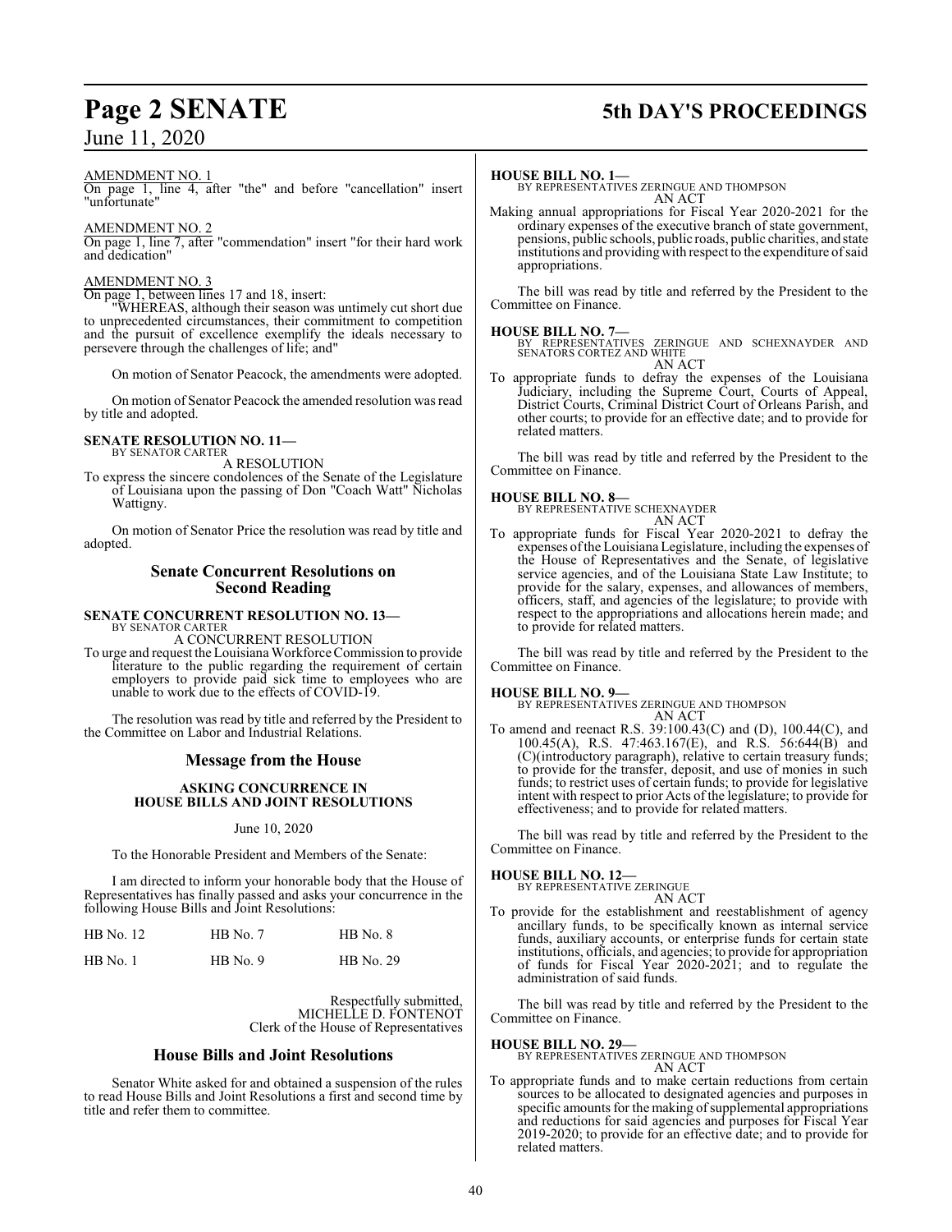AMENDMENT NO. 1

On page 1, line 4, after "the" and before "cancellation" insert "unfortunate"

AMENDMENT NO. 2

On page 1, line 7, after "commendation" insert "for their hard work and dedication"

AMENDMENT NO. 3

On page 1, between lines 17 and 18, insert:

"WHEREAS, although their season was untimely cut short due to unprecedented circumstances, their commitment to competition and the pursuit of excellence exemplify the ideals necessary to persevere through the challenges of life; and"

On motion of Senator Peacock, the amendments were adopted.

On motion of Senator Peacock the amended resolution was read by title and adopted.

**SENATE RESOLUTION NO. 11—**
BY SENATOR CARTER
A RESOLUTION

To express the sincere condolences of the Senate of the Legislature of Louisiana upon the passing of Don "Coach Watt" Nicholas Wattigny.

On motion of Senator Price the resolution was read by title and adopted.

## Senate Concurrent Resolutions on Second Reading

**SENATE CONCURRENT RESOLUTION NO. 13—**
BY SENATOR CARTER
A CONCURRENT RESOLUTION

To urge and request the Louisiana Workforce Commission to provide literature to the public regarding the requirement of certain employers to provide paid sick time to employees who are unable to work due to the effects of COVID-19.

The resolution was read by title and referred by the President to the Committee on Labor and Industrial Relations.

## Message from the House

**ASKING CONCURRENCE IN HOUSE BILLS AND JOINT RESOLUTIONS**

June 10, 2020

To the Honorable President and Members of the Senate:

I am directed to inform your honorable body that the House of Representatives has finally passed and asks your concurrence in the following House Bills and Joint Resolutions:

| | | |
|---|---|---|
| HB No. 12 | HB No. 7 | HB No. 8 |
| HB No. 1 | HB No. 9 | HB No. 29 |

Respectfully submitted,
MICHELLE D. FONTENOT
Clerk of the House of Representatives

## House Bills and Joint Resolutions

Senator White asked for and obtained a suspension of the rules to read House Bills and Joint Resolutions a first and second time by title and refer them to committee.

**HOUSE BILL NO. 1—**
BY REPRESENTATIVES ZERINGUE AND THOMPSON
AN ACT

Making annual appropriations for Fiscal Year 2020-2021 for the ordinary expenses of the executive branch of state government, pensions, public schools, public roads, public charities, and state institutions and providing with respect to the expenditure of said appropriations.

The bill was read by title and referred by the President to the Committee on Finance.

**HOUSE BILL NO. 7—**
BY REPRESENTATIVES ZERINGUE AND SCHEXNAYDER AND SENATORS CORTEZ AND WHITE
AN ACT

To appropriate funds to defray the expenses of the Louisiana Judiciary, including the Supreme Court, Courts of Appeal, District Courts, Criminal District Court of Orleans Parish, and other courts; to provide for an effective date; and to provide for related matters.

The bill was read by title and referred by the President to the Committee on Finance.

**HOUSE BILL NO. 8—**
BY REPRESENTATIVE SCHEXNAYDER
AN ACT

To appropriate funds for Fiscal Year 2020-2021 to defray the expenses of the Louisiana Legislature, including the expenses of the House of Representatives and the Senate, of legislative service agencies, and of the Louisiana State Law Institute; to provide for the salary, expenses, and allowances of members, officers, staff, and agencies of the legislature; to provide with respect to the appropriations and allocations herein made; and to provide for related matters.

The bill was read by title and referred by the President to the Committee on Finance.

**HOUSE BILL NO. 9—**
BY REPRESENTATIVES ZERINGUE AND THOMPSON
AN ACT

To amend and reenact R.S. 39:100.43(C) and (D), 100.44(C), and 100.45(A), R.S. 47:463.167(E), and R.S. 56:644(B) and (C)(introductory paragraph), relative to certain treasury funds; to provide for the transfer, deposit, and use of monies in such funds; to restrict uses of certain funds; to provide for legislative intent with respect to prior Acts of the legislature; to provide for effectiveness; and to provide for related matters.

The bill was read by title and referred by the President to the Committee on Finance.

**HOUSE BILL NO. 12—**
BY REPRESENTATIVE ZERINGUE
AN ACT

To provide for the establishment and reestablishment of agency ancillary funds, to be specifically known as internal service funds, auxiliary accounts, or enterprise funds for certain state institutions, officials, and agencies; to provide for appropriation of funds for Fiscal Year 2020-2021; and to regulate the administration of said funds.

The bill was read by title and referred by the President to the Committee on Finance.

**HOUSE BILL NO. 29—**
BY REPRESENTATIVES ZERINGUE AND THOMPSON
AN ACT

To appropriate funds and to make certain reductions from certain sources to be allocated to designated agencies and purposes in specific amounts for the making of supplemental appropriations and reductions for said agencies and purposes for Fiscal Year 2019-2020; to provide for an effective date; and to provide for related matters.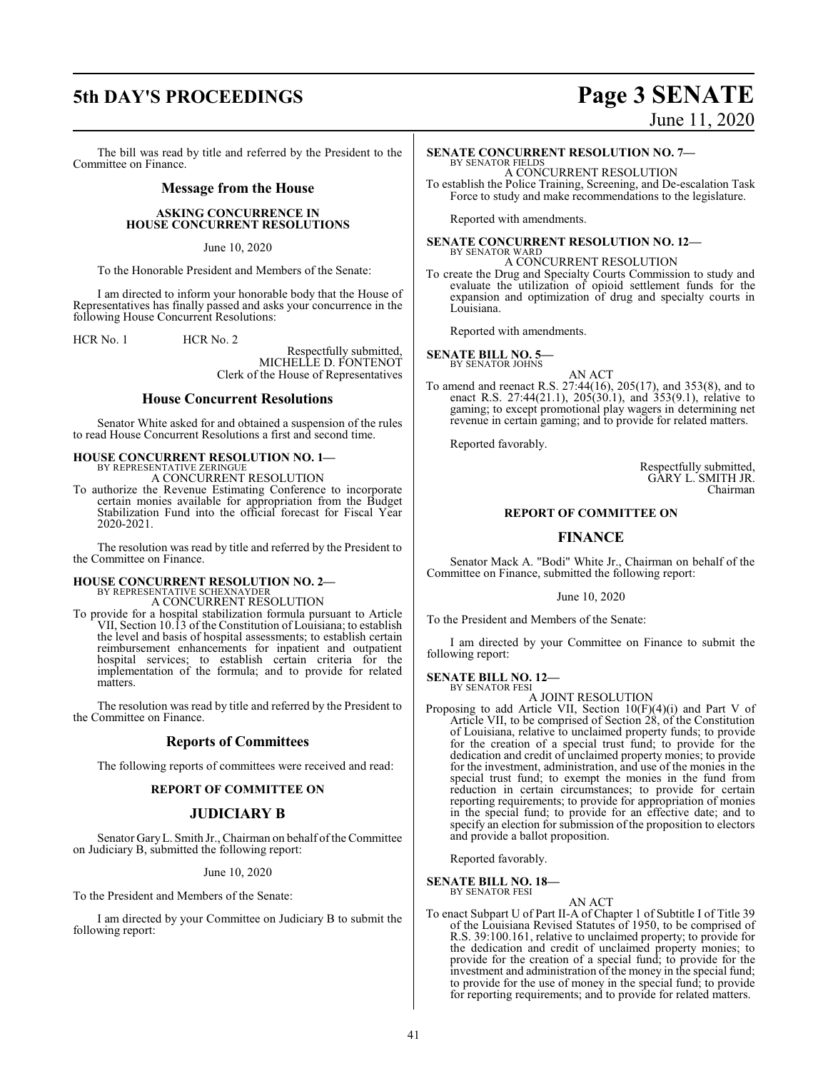The bill was read by title and referred by the President to the Committee on Finance.

## Message from the House

**ASKING CONCURRENCE IN HOUSE CONCURRENT RESOLUTIONS**

June 10, 2020

To the Honorable President and Members of the Senate:

I am directed to inform your honorable body that the House of Representatives has finally passed and asks your concurrence in the following House Concurrent Resolutions:

HCR No. 1 HCR No. 2

Respectfully submitted,
MICHELLE D. FONTENOT
Clerk of the House of Representatives

## House Concurrent Resolutions

Senator White asked for and obtained a suspension of the rules to read House Concurrent Resolutions a first and second time.

**HOUSE CONCURRENT RESOLUTION NO. 1—**
BY REPRESENTATIVE ZERINGUE
A CONCURRENT RESOLUTION

To authorize the Revenue Estimating Conference to incorporate certain monies available for appropriation from the Budget Stabilization Fund into the official forecast for Fiscal Year 2020-2021.

The resolution was read by title and referred by the President to the Committee on Finance.

**HOUSE CONCURRENT RESOLUTION NO. 2—**
BY REPRESENTATIVE SCHEXNAYDER
A CONCURRENT RESOLUTION

To provide for a hospital stabilization formula pursuant to Article VII, Section 10.13 of the Constitution of Louisiana; to establish the level and basis of hospital assessments; to establish certain reimbursement enhancements for inpatient and outpatient hospital services; to establish certain criteria for the implementation of the formula; and to provide for related matters.

The resolution was read by title and referred by the President to the Committee on Finance.

## Reports of Committees

The following reports of committees were received and read:

**REPORT OF COMMITTEE ON**

## JUDICIARY B

Senator Gary L. Smith Jr., Chairman on behalf of the Committee on Judiciary B, submitted the following report:

June 10, 2020

To the President and Members of the Senate:

I am directed by your Committee on Judiciary B to submit the following report:

**SENATE CONCURRENT RESOLUTION NO. 7—**
BY SENATOR FIELDS
A CONCURRENT RESOLUTION

To establish the Police Training, Screening, and De-escalation Task Force to study and make recommendations to the legislature.

Reported with amendments.

**SENATE CONCURRENT RESOLUTION NO. 12—**
BY SENATOR WARD
A CONCURRENT RESOLUTION

To create the Drug and Specialty Courts Commission to study and evaluate the utilization of opioid settlement funds for the expansion and optimization of drug and specialty courts in Louisiana.

Reported with amendments.

**SENATE BILL NO. 5—**
BY SENATOR JOHNS
AN ACT

To amend and reenact R.S. 27:44(16), 205(17), and 353(8), and to enact R.S. 27:44(21.1), 205(30.1), and 353(9.1), relative to gaming; to except promotional play wagers in determining net revenue in certain gaming; and to provide for related matters.

Reported favorably.

Respectfully submitted,
GARY L. SMITH JR.
Chairman

**REPORT OF COMMITTEE ON**

## FINANCE

Senator Mack A. "Bodi" White Jr., Chairman on behalf of the Committee on Finance, submitted the following report:

June 10, 2020

To the President and Members of the Senate:

I am directed by your Committee on Finance to submit the following report:

**SENATE BILL NO. 12—**
BY SENATOR FESI
A JOINT RESOLUTION

Proposing to add Article VII, Section 10(F)(4)(i) and Part V of Article VII, to be comprised of Section 28, of the Constitution of Louisiana, relative to unclaimed property funds; to provide for the creation of a special trust fund; to provide for the dedication and credit of unclaimed property monies; to provide for the investment, administration, and use of the monies in the special trust fund; to exempt the monies in the fund from reduction in certain circumstances; to provide for certain reporting requirements; to provide for appropriation of monies in the special fund; to provide for an effective date; and to specify an election for submission of the proposition to electors and provide a ballot proposition.

Reported favorably.

**SENATE BILL NO. 18—**
BY SENATOR FESI
AN ACT

To enact Subpart U of Part II-A of Chapter 1 of Subtitle I of Title 39 of the Louisiana Revised Statutes of 1950, to be comprised of R.S. 39:100.161, relative to unclaimed property; to provide for the dedication and credit of unclaimed property monies; to provide for the creation of a special fund; to provide for the investment and administration of the money in the special fund; to provide for the use of money in the special fund; to provide for reporting requirements; and to provide for related matters.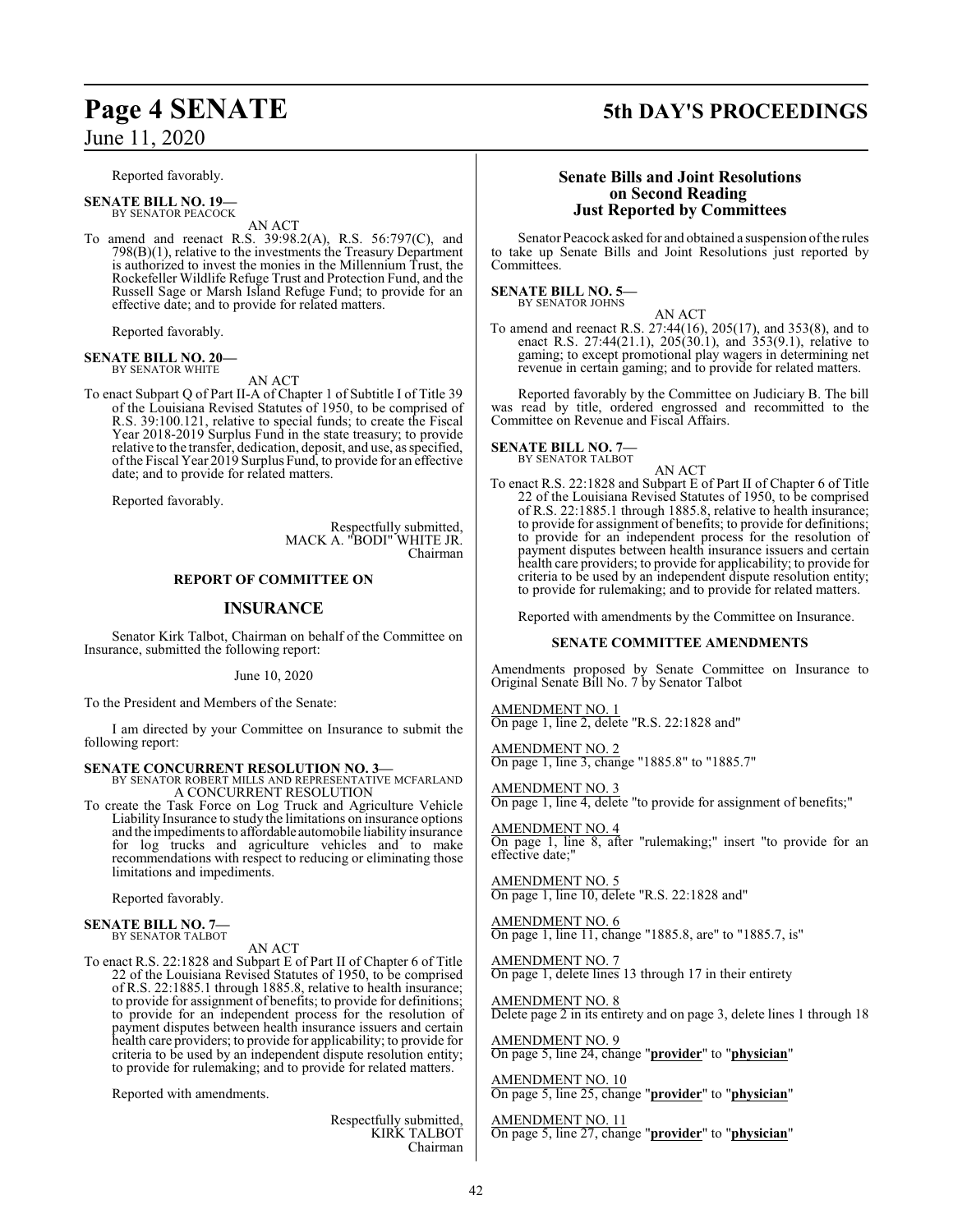Reported favorably.

**SENATE BILL NO. 19—**
BY SENATOR PEACOCK

AN ACT

To amend and reenact R.S. 39:98.2(A), R.S. 56:797(C), and 798(B)(1), relative to the investments the Treasury Department is authorized to invest the monies in the Millennium Trust, the Rockefeller Wildlife Refuge Trust and Protection Fund, and the Russell Sage or Marsh Island Refuge Fund; to provide for an effective date; and to provide for related matters.

Reported favorably.

**SENATE BILL NO. 20—**
BY SENATOR WHITE

AN ACT

To enact Subpart Q of Part II-A of Chapter 1 of Subtitle I of Title 39 of the Louisiana Revised Statutes of 1950, to be comprised of R.S. 39:100.121, relative to special funds; to create the Fiscal Year 2018-2019 Surplus Fund in the state treasury; to provide relative to the transfer, dedication, deposit, and use, as specified, of the Fiscal Year 2019 Surplus Fund, to provide for an effective date; and to provide for related matters.

Reported favorably.

Respectfully submitted,
MACK A. "BODI" WHITE JR.
Chairman

**REPORT OF COMMITTEE ON**

## INSURANCE

Senator Kirk Talbot, Chairman on behalf of the Committee on Insurance, submitted the following report:

June 10, 2020

To the President and Members of the Senate:

I am directed by your Committee on Insurance to submit the following report:

**SENATE CONCURRENT RESOLUTION NO. 3—**
BY SENATOR ROBERT MILLS AND REPRESENTATIVE MCFARLAND

A CONCURRENT RESOLUTION

To create the Task Force on Log Truck and Agriculture Vehicle Liability Insurance to study the limitations on insurance options and the impediments to affordable automobile liability insurance for log trucks and agriculture vehicles and to make recommendations with respect to reducing or eliminating those limitations and impediments.

Reported favorably.

**SENATE BILL NO. 7—**
BY SENATOR TALBOT

AN ACT

To enact R.S. 22:1828 and Subpart E of Part II of Chapter 6 of Title 22 of the Louisiana Revised Statutes of 1950, to be comprised of R.S. 22:1885.1 through 1885.8, relative to health insurance; to provide for assignment of benefits; to provide for definitions; to provide for an independent process for the resolution of payment disputes between health insurance issuers and certain health care providers; to provide for applicability; to provide for criteria to be used by an independent dispute resolution entity; to provide for rulemaking; and to provide for related matters.

Reported with amendments.

Respectfully submitted,
KIRK TALBOT
Chairman

## Senate Bills and Joint Resolutions on Second Reading Just Reported by Committees

Senator Peacock asked for and obtained a suspension of the rules to take up Senate Bills and Joint Resolutions just reported by Committees.

**SENATE BILL NO. 5—**
BY SENATOR JOHNS

AN ACT

To amend and reenact R.S. 27:44(16), 205(17), and 353(8), and to enact R.S. 27:44(21.1), 205(30.1), and 353(9.1), relative to gaming; to except promotional play wagers in determining net revenue in certain gaming; and to provide for related matters.

Reported favorably by the Committee on Judiciary B. The bill was read by title, ordered engrossed and recommitted to the Committee on Revenue and Fiscal Affairs.

**SENATE BILL NO. 7—**
BY SENATOR TALBOT

AN ACT

To enact R.S. 22:1828 and Subpart E of Part II of Chapter 6 of Title 22 of the Louisiana Revised Statutes of 1950, to be comprised of R.S. 22:1885.1 through 1885.8, relative to health insurance; to provide for assignment of benefits; to provide for definitions; to provide for an independent process for the resolution of payment disputes between health insurance issuers and certain health care providers; to provide for applicability; to provide for criteria to be used by an independent dispute resolution entity; to provide for rulemaking; and to provide for related matters.

Reported with amendments by the Committee on Insurance.

**SENATE COMMITTEE AMENDMENTS**

Amendments proposed by Senate Committee on Insurance to Original Senate Bill No. 7 by Senator Talbot

AMENDMENT NO. 1
On page 1, line 2, delete "R.S. 22:1828 and"

AMENDMENT NO. 2
On page 1, line 3, change "1885.8" to "1885.7"

AMENDMENT NO. 3
On page 1, line 4, delete "to provide for assignment of benefits;"

AMENDMENT NO. 4
On page 1, line 8, after "rulemaking;" insert "to provide for an effective date;"

AMENDMENT NO. 5
On page 1, line 10, delete "R.S. 22:1828 and"

AMENDMENT NO. 6
On page 1, line 11, change "1885.8, are" to "1885.7, is"

AMENDMENT NO. 7
On page 1, delete lines 13 through 17 in their entirety

AMENDMENT NO. 8
Delete page 2 in its entirety and on page 3, delete lines 1 through 18

AMENDMENT NO. 9
On page 5, line 24, change "**provider**" to "**physician**"

AMENDMENT NO. 10
On page 5, line 25, change "**provider**" to "**physician**"

AMENDMENT NO. 11
On page 5, line 27, change "**provider**" to "**physician**"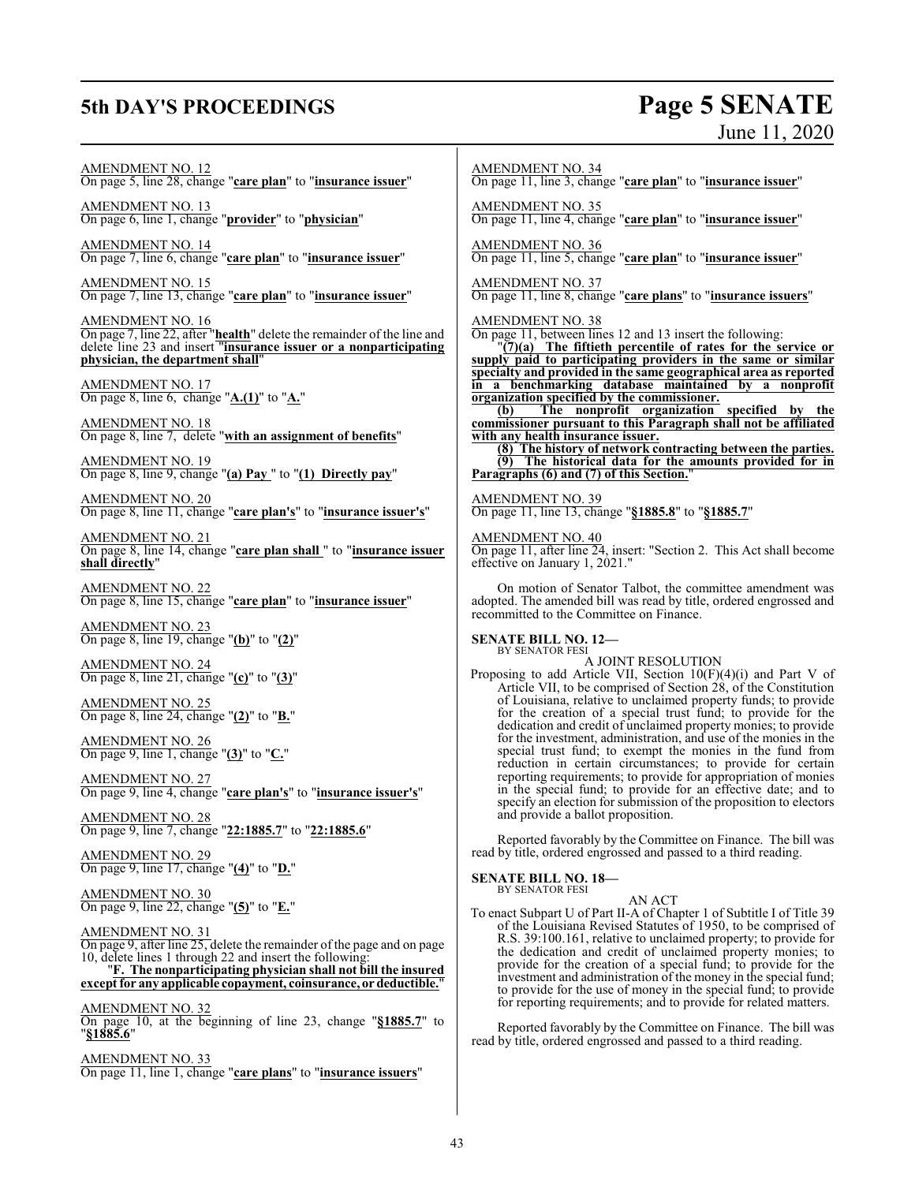AMENDMENT NO. 12
On page 5, line 28, change "**care plan**" to "**insurance issuer**"

AMENDMENT NO. 13
On page 6, line 1, change "**provider**" to "**physician**"

AMENDMENT NO. 14
On page 7, line 6, change "**care plan**" to "**insurance issuer**"

AMENDMENT NO. 15
On page 7, line 13, change "**care plan**" to "**insurance issuer**"

AMENDMENT NO. 16
On page 7, line 22, after "**health**" delete the remainder of the line and delete line 23 and insert "**insurance issuer or a nonparticipating physician, the department shall**"

AMENDMENT NO. 17
On page 8, line 6, change "**A.(1)**" to "**A.**"

AMENDMENT NO. 18
On page 8, line 7, delete "**with an assignment of benefits**"

AMENDMENT NO. 19
On page 8, line 9, change "**(a) Pay** " to "**(1) Directly pay**"

AMENDMENT NO. 20
On page 8, line 11, change "**care plan's**" to "**insurance issuer's**"

AMENDMENT NO. 21
On page 8, line 14, change "**care plan shall** " to "**insurance issuer shall directly**"

AMENDMENT NO. 22
On page 8, line 15, change "**care plan**" to "**insurance issuer**"

AMENDMENT NO. 23
On page 8, line 19, change "**(b)**" to "**(2)**"

AMENDMENT NO. 24
On page 8, line 21, change "**(c)**" to "**(3)**"

AMENDMENT NO. 25
On page 8, line 24, change "**(2)**" to "**B.**"

AMENDMENT NO. 26
On page 9, line 1, change "**(3)**" to "**C.**"

AMENDMENT NO. 27
On page 9, line 4, change "**care plan's**" to "**insurance issuer's**"

AMENDMENT NO. 28
On page 9, line 7, change "**22:1885.7**" to "**22:1885.6**"

AMENDMENT NO. 29
On page 9, line 17, change "**(4)**" to "**D.**"

AMENDMENT NO. 30
On page 9, line 22, change "**(5)**" to "**E.**"

AMENDMENT NO. 31
On page 9, after line 25, delete the remainder of the page and on page 10, delete lines 1 through 22 and insert the following:

"**F. The nonparticipating physician shall not bill the insured except for any applicable copayment, coinsurance, or deductible.**"

AMENDMENT NO. 32
On page 10, at the beginning of line 23, change "**§1885.7**" to "**§1885.6**"

AMENDMENT NO. 33
On page 11, line 1, change "**care plans**" to "**insurance issuers**"

AMENDMENT NO. 34
On page 11, line 3, change "**care plan**" to "**insurance issuer**"

AMENDMENT NO. 35
On page 11, line 4, change "**care plan**" to "**insurance issuer**"

AMENDMENT NO. 36
On page 11, line 5, change "**care plan**" to "**insurance issuer**"

AMENDMENT NO. 37
On page 11, line 8, change "**care plans**" to "**insurance issuers**"

AMENDMENT NO. 38
On page 11, between lines 12 and 13 insert the following:

"**(7)(a) The fiftieth percentile of rates for the service or supply paid to participating providers in the same or similar specialty and provided in the same geographical area as reported in a benchmarking database maintained by a nonprofit organization specified by the commissioner.**

**(b) The nonprofit organization specified by the commissioner pursuant to this Paragraph shall not be affiliated with any health insurance issuer.**

**(8) The history of network contracting between the parties.**

**(9) The historical data for the amounts provided for in Paragraphs (6) and (7) of this Section.**"

AMENDMENT NO. 39
On page 11, line 13, change "**§1885.8**" to "**§1885.7**"

AMENDMENT NO. 40
On page 11, after line 24, insert: "Section 2. This Act shall become effective on January 1, 2021."

On motion of Senator Talbot, the committee amendment was adopted. The amended bill was read by title, ordered engrossed and recommitted to the Committee on Finance.

**SENATE BILL NO. 12—**
BY SENATOR FESI

A JOINT RESOLUTION

Proposing to add Article VII, Section 10(F)(4)(i) and Part V of Article VII, to be comprised of Section 28, of the Constitution of Louisiana, relative to unclaimed property funds; to provide for the creation of a special trust fund; to provide for the dedication and credit of unclaimed property monies; to provide for the investment, administration, and use of the monies in the special trust fund; to exempt the monies in the fund from reduction in certain circumstances; to provide for certain reporting requirements; to provide for appropriation of monies in the special fund; to provide for an effective date; and to specify an election for submission of the proposition to electors and provide a ballot proposition.

Reported favorably by the Committee on Finance. The bill was read by title, ordered engrossed and passed to a third reading.

**SENATE BILL NO. 18—**
BY SENATOR FESI

AN ACT

To enact Subpart U of Part II-A of Chapter 1 of Subtitle I of Title 39 of the Louisiana Revised Statutes of 1950, to be comprised of R.S. 39:100.161, relative to unclaimed property; to provide for the dedication and credit of unclaimed property monies; to provide for the creation of a special fund; to provide for the investment and administration of the money in the special fund; to provide for the use of money in the special fund; to provide for reporting requirements; and to provide for related matters.

Reported favorably by the Committee on Finance. The bill was read by title, ordered engrossed and passed to a third reading.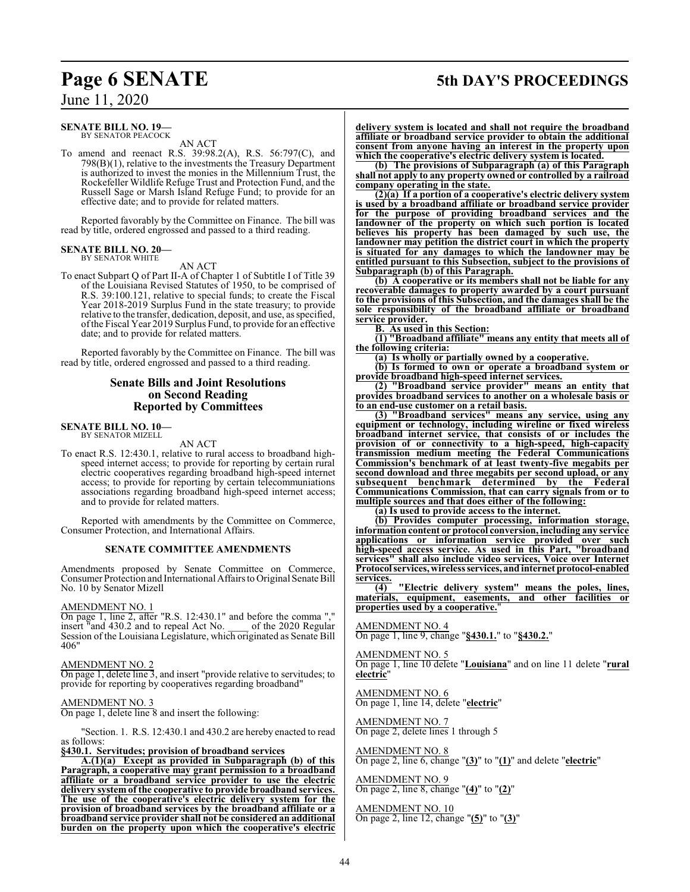**SENATE BILL NO. 19—**
BY SENATOR PEACOCK

AN ACT

To amend and reenact R.S. 39:98.2(A), R.S. 56:797(C), and 798(B)(1), relative to the investments the Treasury Department is authorized to invest the monies in the Millennium Trust, the Rockefeller Wildlife Refuge Trust and Protection Fund, and the Russell Sage or Marsh Island Refuge Fund; to provide for an effective date; and to provide for related matters.

Reported favorably by the Committee on Finance. The bill was read by title, ordered engrossed and passed to a third reading.

**SENATE BILL NO. 20—**
BY SENATOR WHITE

AN ACT

To enact Subpart Q of Part II-A of Chapter 1 of Subtitle I of Title 39 of the Louisiana Revised Statutes of 1950, to be comprised of R.S. 39:100.121, relative to special funds; to create the Fiscal Year 2018-2019 Surplus Fund in the state treasury; to provide relative to the transfer, dedication, deposit, and use, as specified, of the Fiscal Year 2019 Surplus Fund, to provide for an effective date; and to provide for related matters.

Reported favorably by the Committee on Finance. The bill was read by title, ordered engrossed and passed to a third reading.

## Senate Bills and Joint Resolutions on Second Reading Reported by Committees

**SENATE BILL NO. 10—**
BY SENATOR MIZELL

AN ACT

To enact R.S. 12:430.1, relative to rural access to broadband high-speed internet access; to provide for reporting by certain rural electric cooperatives regarding broadband high-speed internet access; to provide for reporting by certain telecommuniations associations regarding broadband high-speed internet access; and to provide for related matters.

Reported with amendments by the Committee on Commerce, Consumer Protection, and International Affairs.

**SENATE COMMITTEE AMENDMENTS**

Amendments proposed by Senate Committee on Commerce, Consumer Protection and International Affairs to Original Senate Bill No. 10 by Senator Mizell

AMENDMENT NO. 1
On page 1, line 2, after "R.S. 12:430.1" and before the comma "," insert "and 430.2 and to repeal Act No. \_\_\_\_ of the 2020 Regular Session of the Louisiana Legislature, which originated as Senate Bill 406"

AMENDMENT NO. 2
On page 1, delete line 3, and insert "provide relative to servitudes; to provide for reporting by cooperatives regarding broadband"

AMENDMENT NO. 3
On page 1, delete line 8 and insert the following:

"Section. 1. R.S. 12:430.1 and 430.2 are hereby enacted to read as follows:

**§430.1. Servitudes; provision of broadband services**

**A.(1)(a) Except as provided in Subparagraph (b) of this Paragraph, a cooperative may grant permission to a broadband affiliate or a broadband service provider to use the electric delivery system of the cooperative to provide broadband services. The use of the cooperative's electric delivery system for the provision of broadband services by the broadband affiliate or a broadband service provider shall not be considered an additional burden on the property upon which the cooperative's electric delivery system is located and shall not require the broadband affiliate or broadband service provider to obtain the additional consent from anyone having an interest in the property upon which the cooperative's electric delivery system is located.**

**(b) The provisions of Subparagraph (a) of this Paragraph shall not apply to any property owned or controlled by a railroad company operating in the state.**

**(2)(a) If a portion of a cooperative's electric delivery system is used by a broadband affiliate or broadband service provider for the purpose of providing broadband services and the landowner of the property on which such portion is located believes his property has been damaged by such use, the landowner may petition the district court in which the property is situated for any damages to which the landowner may be entitled pursuant to this Subsection, subject to the provisions of Subparagraph (b) of this Paragraph.**

**(b) A cooperative or its members shall not be liable for any recoverable damages to property awarded by a court pursuant to the provisions of this Subsection, and the damages shall be the sole responsibility of the broadband affiliate or broadband service provider.**

**B. As used in this Section:**

**(1) "Broadband affiliate" means any entity that meets all of the following criteria:**

**(a) Is wholly or partially owned by a cooperative.**

**(b) Is formed to own or operate a broadband system or provide broadband high-speed internet services.**

**(2) "Broadband service provider" means an entity that provides broadband services to another on a wholesale basis or to an end-use customer on a retail basis.**

**(3) "Broadband services" means any service, using any equipment or technology, including wireline or fixed wireless broadband internet service, that consists of or includes the provision of or connectivity to a high-speed, high-capacity transmission medium meeting the Federal Communications Commission's benchmark of at least twenty-five megabits per second download and three megabits per second upload, or any subsequent benchmark determined by the Federal Communications Commission, that can carry signals from or to multiple sources and that does either of the following:**

**(a) Is used to provide access to the internet.**

**(b) Provides computer processing, information storage, information content or protocol conversion, including any service applications or information service provided over such high-speed access service. As used in this Part, "broadband services" shall also include video services, Voice over Internet Protocol services, wireless services, and internet protocol-enabled services.**

**(4) "Electric delivery system" means the poles, lines, materials, equipment, easements, and other facilities or properties used by a cooperative.**"

AMENDMENT NO. 4
On page 1, line 9, change "**§430.1.**" to "**§430.2.**"

AMENDMENT NO. 5
On page 1, line 10 delete "**Louisiana**" and on line 11 delete "**rural electric**"

AMENDMENT NO. 6
On page 1, line 14, delete "**electric**"

AMENDMENT NO. 7
On page 2, delete lines 1 through 5

AMENDMENT NO. 8
On page 2, line 6, change "**(3)**" to "**(1)**" and delete "**electric**"

AMENDMENT NO. 9
On page 2, line 8, change "**(4)**" to "**(2)**"

AMENDMENT NO. 10
On page 2, line 12, change "**(5)**" to "**(3)**"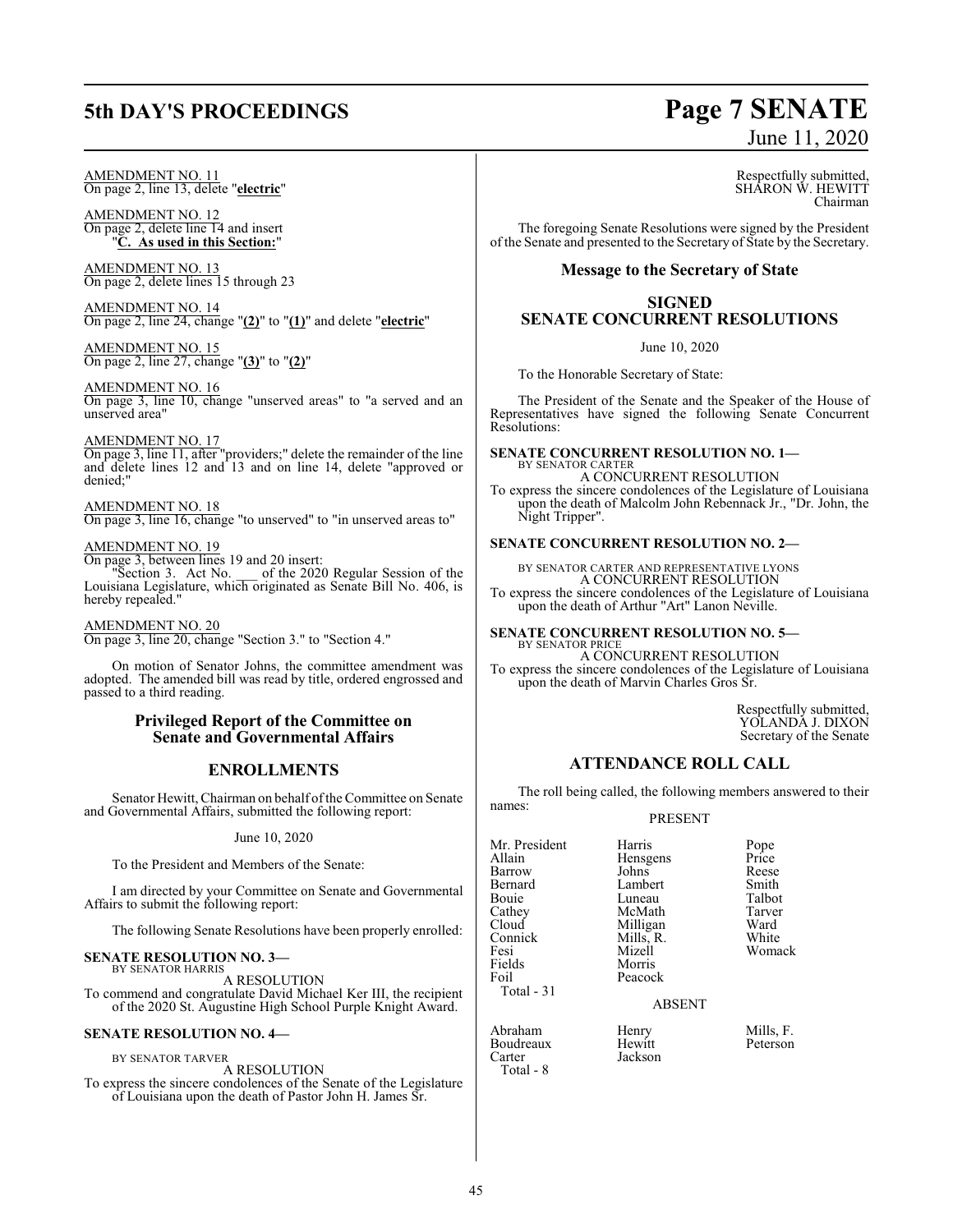AMENDMENT NO. 11
On page 2, line 13, delete "**electric**"

AMENDMENT NO. 12
On page 2, delete line 14 and insert
"**C. As used in this Section:**"

AMENDMENT NO. 13
On page 2, delete lines 15 through 23

AMENDMENT NO. 14
On page 2, line 24, change "**(2)**" to "**(1)**" and delete "**electric**"

AMENDMENT NO. 15
On page 2, line 27, change "**(3)**" to "**(2)**"

AMENDMENT NO. 16
On page 3, line 10, change "unserved areas" to "a served and an unserved area"

AMENDMENT NO. 17
On page 3, line 11, after "providers;" delete the remainder of the line and delete lines 12 and 13 and on line 14, delete "approved or denied;"

AMENDMENT NO. 18
On page 3, line 16, change "to unserved" to "in unserved areas to"

AMENDMENT NO. 19
On page 3, between lines 19 and 20 insert:
"Section 3. Act No. \_\_\_ of the 2020 Regular Session of the Louisiana Legislature, which originated as Senate Bill No. 406, is hereby repealed."

AMENDMENT NO. 20
On page 3, line 20, change "Section 3." to "Section 4."

On motion of Senator Johns, the committee amendment was adopted. The amended bill was read by title, ordered engrossed and passed to a third reading.

## Privileged Report of the Committee on Senate and Governmental Affairs

## ENROLLMENTS

Senator Hewitt, Chairman on behalf of the Committee on Senate and Governmental Affairs, submitted the following report:

June 10, 2020

To the President and Members of the Senate:

I am directed by your Committee on Senate and Governmental Affairs to submit the following report:

The following Senate Resolutions have been properly enrolled:

**SENATE RESOLUTION NO. 3—**
BY SENATOR HARRIS
A RESOLUTION
To commend and congratulate David Michael Ker III, the recipient of the 2020 St. Augustine High School Purple Knight Award.

**SENATE RESOLUTION NO. 4—**
BY SENATOR TARVER
A RESOLUTION
To express the sincere condolences of the Senate of the Legislature of Louisiana upon the death of Pastor John H. James Sr.

Respectfully submitted,
SHARON W. HEWITT
Chairman

The foregoing Senate Resolutions were signed by the President of the Senate and presented to the Secretary of State by the Secretary.

### Message to the Secretary of State

## SIGNED SENATE CONCURRENT RESOLUTIONS

June 10, 2020

To the Honorable Secretary of State:

The President of the Senate and the Speaker of the House of Representatives have signed the following Senate Concurrent Resolutions:

**SENATE CONCURRENT RESOLUTION NO. 1—**
BY SENATOR CARTER
A CONCURRENT RESOLUTION
To express the sincere condolences of the Legislature of Louisiana upon the death of Malcolm John Rebennack Jr., "Dr. John, the Night Tripper".

**SENATE CONCURRENT RESOLUTION NO. 2—**
BY SENATOR CARTER AND REPRESENTATIVE LYONS
A CONCURRENT RESOLUTION
To express the sincere condolences of the Legislature of Louisiana upon the death of Arthur "Art" Lanon Neville.

**SENATE CONCURRENT RESOLUTION NO. 5—**
BY SENATOR PRICE
A CONCURRENT RESOLUTION
To express the sincere condolences of the Legislature of Louisiana upon the death of Marvin Charles Gros Sr.

Respectfully submitted,
YOLANDA J. DIXON
Secretary of the Senate

## ATTENDANCE ROLL CALL

The roll being called, the following members answered to their names:

PRESENT

| | | |
|---|---|---|
| Mr. President | Harris | Pope |
| Allain | Hensgens | Price |
| Barrow | Johns | Reese |
| Bernard | Lambert | Smith |
| Bouie | Luneau | Talbot |
| Cathey | McMath | Tarver |
| Cloud | Milligan | Ward |
| Connick | Mills, R. | White |
| Fesi | Mizell | Womack |
| Fields | Morris | |
| Foil | Peacock | |

Total - 31

ABSENT

| | | |
|---|---|---|
| Abraham | Henry | Mills, F. |
| Boudreaux | Hewitt | Peterson |
| Carter | Jackson | |

Total - 8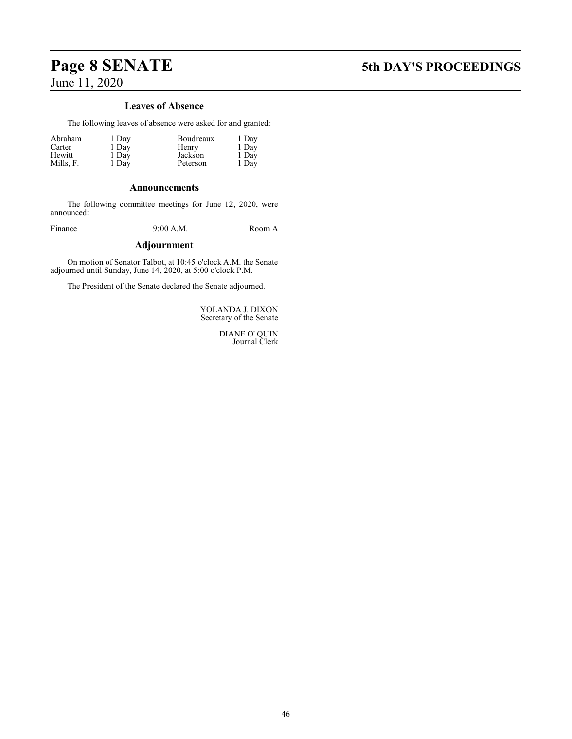## Leaves of Absence

The following leaves of absence were asked for and granted:

| | | | |
|---|---|---|---|
| Abraham | 1 Day | Boudreaux | 1 Day |
| Carter | 1 Day | Henry | 1 Day |
| Hewitt | 1 Day | Jackson | 1 Day |
| Mills, F. | 1 Day | Peterson | 1 Day |

## Announcements

The following committee meetings for June 12, 2020, were announced:

| | | |
|---|---|---|
| Finance | 9:00 A.M. | Room A |

## Adjournment

On motion of Senator Talbot, at 10:45 o'clock A.M. the Senate adjourned until Sunday, June 14, 2020, at 5:00 o'clock P.M.

The President of the Senate declared the Senate adjourned.

YOLANDA J. DIXON
Secretary of the Senate

DIANE O' QUIN
Journal Clerk